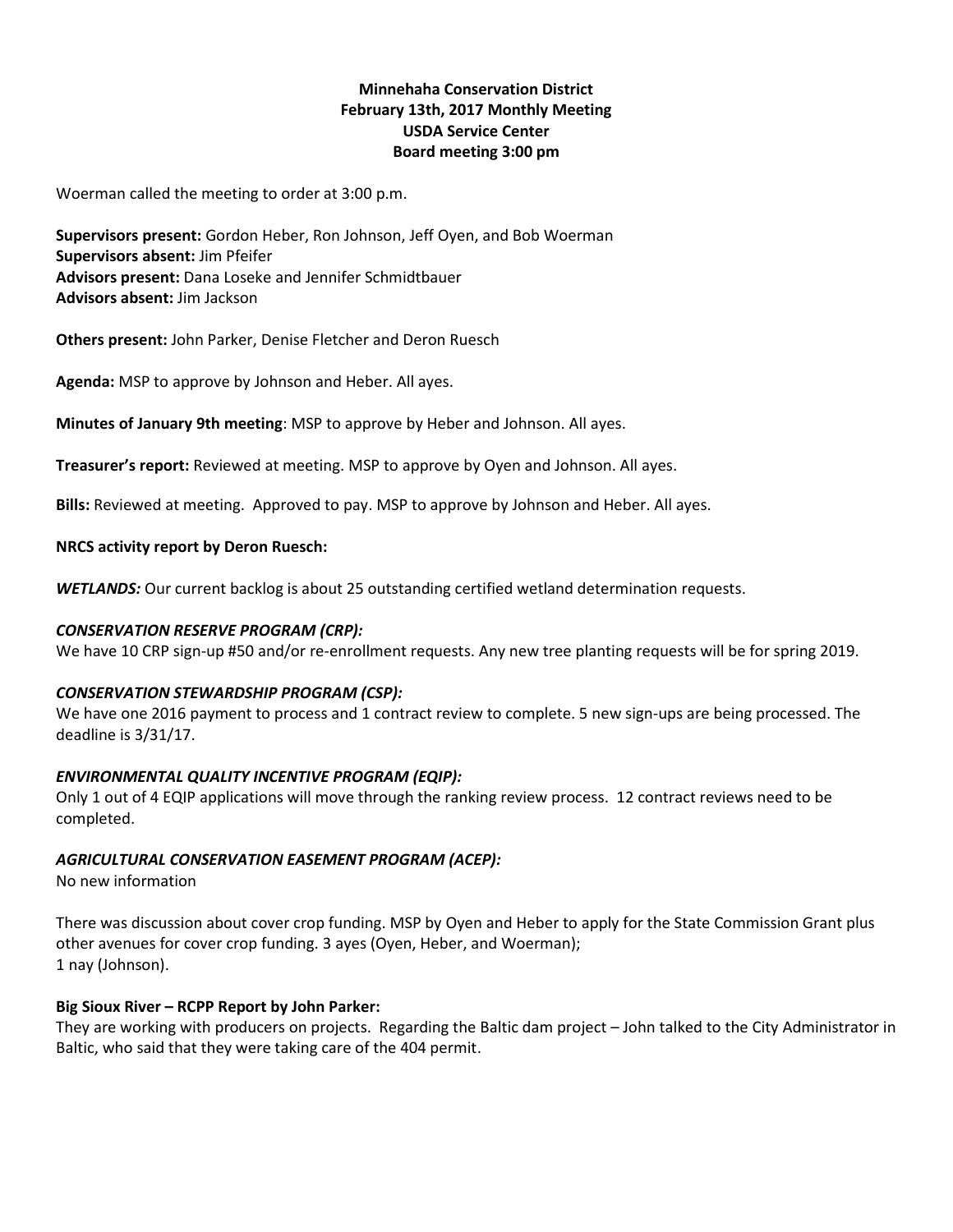**Minnehaha Conservation District**
**February 13th, 2017 Monthly Meeting**
**USDA Service Center**
**Board meeting 3:00 pm**

Woerman called the meeting to order at 3:00 p.m.

**Supervisors present:** Gordon Heber, Ron Johnson, Jeff Oyen, and Bob Woerman
**Supervisors absent:** Jim Pfeifer
**Advisors present:** Dana Loseke and Jennifer Schmidtbauer
**Advisors absent:** Jim Jackson

**Others present:** John Parker, Denise Fletcher and Deron Ruesch

**Agenda:** MSP to approve by Johnson and Heber. All ayes.

**Minutes of January 9th meeting**: MSP to approve by Heber and Johnson. All ayes.

**Treasurer's report:** Reviewed at meeting. MSP to approve by Oyen and Johnson. All ayes.

**Bills:** Reviewed at meeting. Approved to pay. MSP to approve by Johnson and Heber. All ayes.

**NRCS activity report by Deron Ruesch:**

***WETLANDS:*** Our current backlog is about 25 outstanding certified wetland determination requests.

***CONSERVATION RESERVE PROGRAM (CRP):***
We have 10 CRP sign-up #50 and/or re-enrollment requests. Any new tree planting requests will be for spring 2019.

***CONSERVATION STEWARDSHIP PROGRAM (CSP):***
We have one 2016 payment to process and 1 contract review to complete. 5 new sign-ups are being processed. The deadline is 3/31/17.

***ENVIRONMENTAL QUALITY INCENTIVE PROGRAM (EQIP):***
Only 1 out of 4 EQIP applications will move through the ranking review process. 12 contract reviews need to be completed.

***AGRICULTURAL CONSERVATION EASEMENT PROGRAM (ACEP):***
No new information

There was discussion about cover crop funding. MSP by Oyen and Heber to apply for the State Commission Grant plus other avenues for cover crop funding. 3 ayes (Oyen, Heber, and Woerman);
1 nay (Johnson).

**Big Sioux River – RCPP Report by John Parker:**
They are working with producers on projects. Regarding the Baltic dam project – John talked to the City Administrator in Baltic, who said that they were taking care of the 404 permit.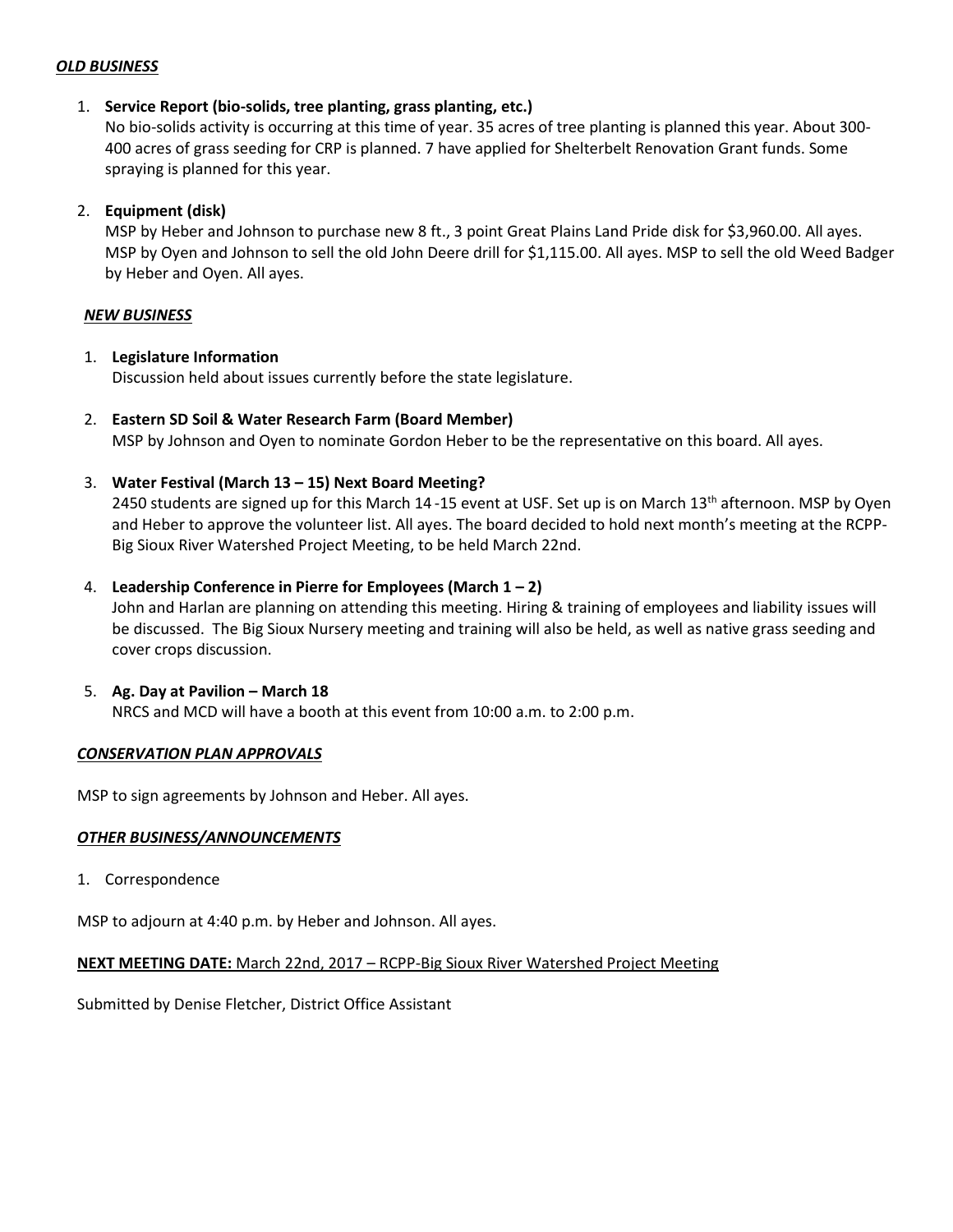***OLD BUSINESS***

1. **Service Report (bio-solids, tree planting, grass planting, etc.)**
   No bio-solids activity is occurring at this time of year. 35 acres of tree planting is planned this year. About 300-400 acres of grass seeding for CRP is planned. 7 have applied for Shelterbelt Renovation Grant funds. Some spraying is planned for this year.

2. **Equipment (disk)**
   MSP by Heber and Johnson to purchase new 8 ft., 3 point Great Plains Land Pride disk for $3,960.00. All ayes. MSP by Oyen and Johnson to sell the old John Deere drill for $1,115.00. All ayes. MSP to sell the old Weed Badger by Heber and Oyen. All ayes.

***NEW BUSINESS***

1. **Legislature Information**
   Discussion held about issues currently before the state legislature.

2. **Eastern SD Soil & Water Research Farm (Board Member)**
   MSP by Johnson and Oyen to nominate Gordon Heber to be the representative on this board. All ayes.

3. **Water Festival (March 13 – 15) Next Board Meeting?**
   2450 students are signed up for this March 14 -15 event at USF. Set up is on March 13th afternoon. MSP by Oyen and Heber to approve the volunteer list. All ayes. The board decided to hold next month's meeting at the RCPP-Big Sioux River Watershed Project Meeting, to be held March 22nd.

4. **Leadership Conference in Pierre for Employees (March 1 – 2)**
   John and Harlan are planning on attending this meeting. Hiring & training of employees and liability issues will be discussed. The Big Sioux Nursery meeting and training will also be held, as well as native grass seeding and cover crops discussion.

5. **Ag. Day at Pavilion – March 18**
   NRCS and MCD will have a booth at this event from 10:00 a.m. to 2:00 p.m.

***CONSERVATION PLAN APPROVALS***

MSP to sign agreements by Johnson and Heber. All ayes.

***OTHER BUSINESS/ANNOUNCEMENTS***

1. Correspondence

MSP to adjourn at 4:40 p.m. by Heber and Johnson. All ayes.

**NEXT MEETING DATE:** March 22nd, 2017 – RCPP-Big Sioux River Watershed Project Meeting

Submitted by Denise Fletcher, District Office Assistant